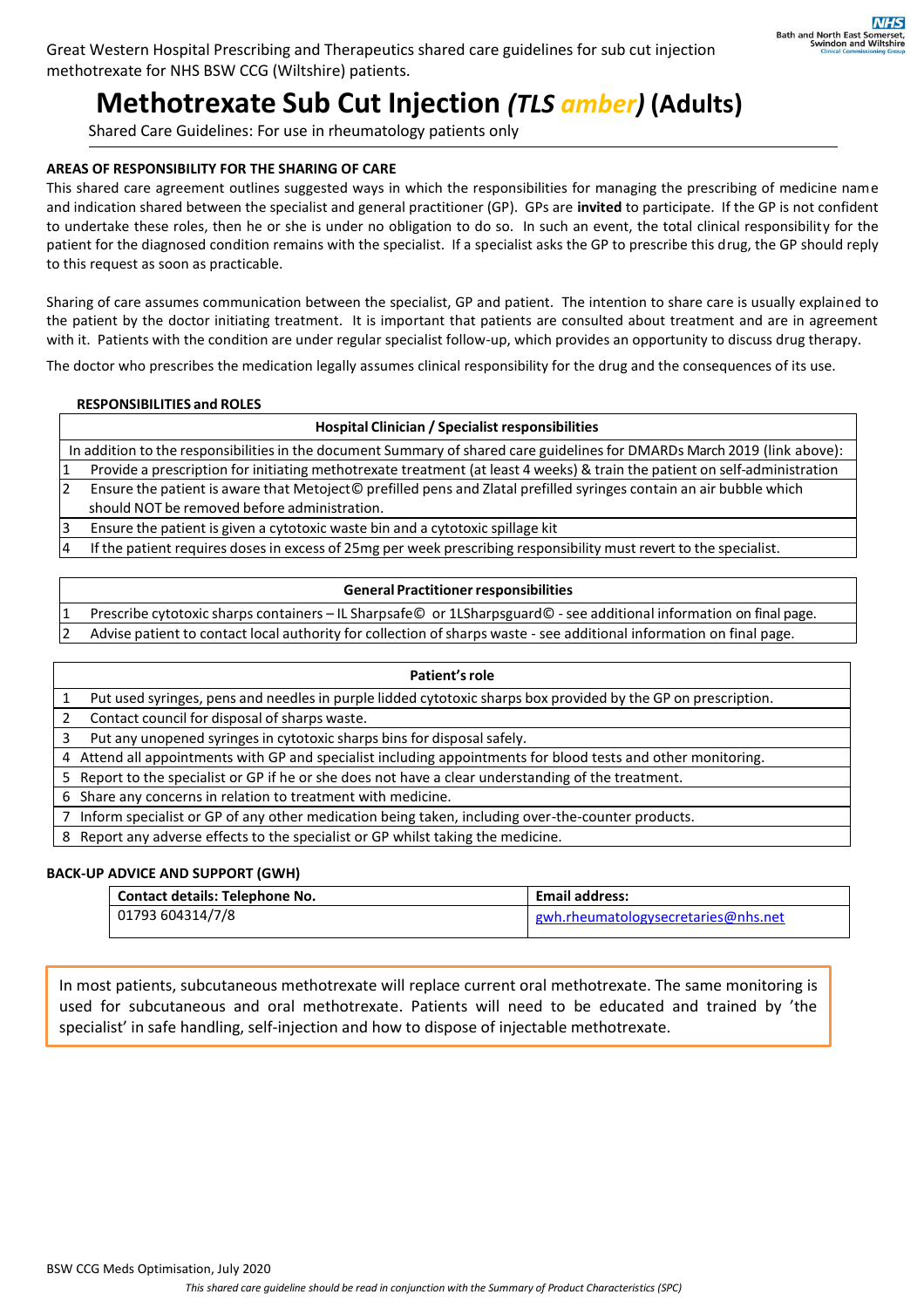Great Western Hospital Prescribing and Therapeutics shared care guidelines for sub cut injection methotrexate for NHS BSW CCG (Wiltshire) patients.

# Methotrexate Sub Cut Injection *(TLS amber)* (Adults)

Shared Care Guidelines: For use in rheumatology patients only

**AREAS OF RESPONSIBILITY FOR THE SHARING OF CARE**

This shared care agreement outlines suggested ways in which the responsibilities for managing the prescribing of medicine name and indication shared between the specialist and general practitioner (GP). GPs are **invited** to participate. If the GP is not confident to undertake these roles, then he or she is under no obligation to do so. In such an event, the total clinical responsibility for the patient for the diagnosed condition remains with the specialist. If a specialist asks the GP to prescribe this drug, the GP should reply to this request as soon as practicable.

Sharing of care assumes communication between the specialist, GP and patient. The intention to share care is usually explained to the patient by the doctor initiating treatment. It is important that patients are consulted about treatment and are in agreement with it. Patients with the condition are under regular specialist follow-up, which provides an opportunity to discuss drug therapy.

The doctor who prescribes the medication legally assumes clinical responsibility for the drug and the consequences of its use.

**RESPONSIBILITIES and ROLES**

| | **Hospital Clinician / Specialist responsibilities** |
|---|---|
| | In addition to the responsibilities in the document Summary of shared care guidelines for DMARDs March 2019 (link above): |
| 1 | Provide a prescription for initiating methotrexate treatment (at least 4 weeks) & train the patient on self-administration |
| 2 | Ensure the patient is aware that Metoject© prefilled pens and Zlatal prefilled syringes contain an air bubble which should NOT be removed before administration. |
| 3 | Ensure the patient is given a cytotoxic waste bin and a cytotoxic spillage kit |
| 4 | If the patient requires doses in excess of 25mg per week prescribing responsibility must revert to the specialist. |

| | **General Practitioner responsibilities** |
|---|---|
| 1 | Prescribe cytotoxic sharps containers – IL Sharpsafe© or 1LSharpsguard© - see additional information on final page. |
| 2 | Advise patient to contact local authority for collection of sharps waste - see additional information on final page. |

| | **Patient's role** |
|---|---|
| 1 | Put used syringes, pens and needles in purple lidded cytotoxic sharps box provided by the GP on prescription. |
| 2 | Contact council for disposal of sharps waste. |
| 3 | Put any unopened syringes in cytotoxic sharps bins for disposal safely. |
| 4 | Attend all appointments with GP and specialist including appointments for blood tests and other monitoring. |
| 5 | Report to the specialist or GP if he or she does not have a clear understanding of the treatment. |
| 6 | Share any concerns in relation to treatment with medicine. |
| 7 | Inform specialist or GP of any other medication being taken, including over-the-counter products. |
| 8 | Report any adverse effects to the specialist or GP whilst taking the medicine. |

**BACK-UP ADVICE AND SUPPORT (GWH)**

| **Contact details: Telephone No.** | **Email address:** |
|---|---|
| 01793 604314/7/8 | gwh.rheumatologysecretaries@nhs.net |

In most patients, subcutaneous methotrexate will replace current oral methotrexate. The same monitoring is used for subcutaneous and oral methotrexate. Patients will need to be educated and trained by 'the specialist' in safe handling, self-injection and how to dispose of injectable methotrexate.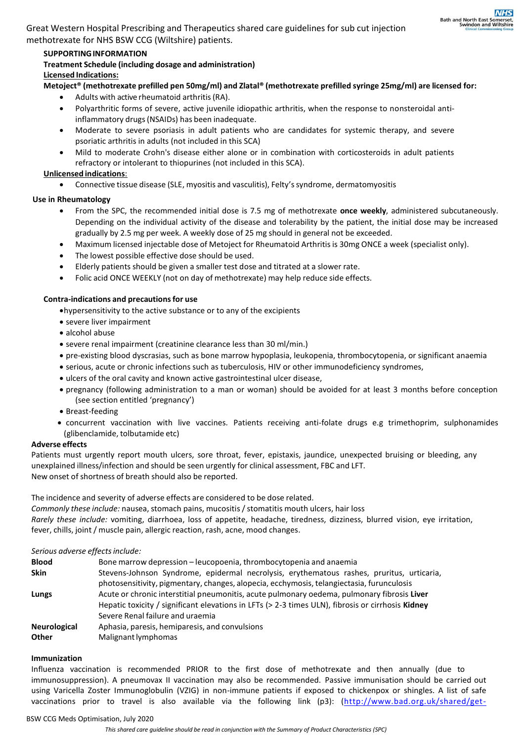Great Western Hospital Prescribing and Therapeutics shared care guidelines for sub cut injection methotrexate for NHS BSW CCG (Wiltshire) patients.

**SUPPORTING INFORMATION**

**Treatment Schedule (including dosage and administration)**

**Licensed Indications:**

**Metoject® (methotrexate prefilled pen 50mg/ml) and Zlatal® (methotrexate prefilled syringe 25mg/ml) are licensed for:**

- Adults with active rheumatoid arthritis (RA).
- Polyarthritic forms of severe, active juvenile idiopathic arthritis, when the response to nonsteroidal anti-inflammatory drugs (NSAIDs) has been inadequate.
- Moderate to severe psoriasis in adult patients who are candidates for systemic therapy, and severe psoriatic arthritis in adults (not included in this SCA)
- Mild to moderate Crohn's disease either alone or in combination with corticosteroids in adult patients refractory or intolerant to thiopurines (not included in this SCA).

**Unlicensed indications**:

- Connective tissue disease (SLE, myositis and vasculitis), Felty's syndrome, dermatomyositis

**Use in Rheumatology**

- From the SPC, the recommended initial dose is 7.5 mg of methotrexate **once weekly**, administered subcutaneously. Depending on the individual activity of the disease and tolerability by the patient, the initial dose may be increased gradually by 2.5 mg per week. A weekly dose of 25 mg should in general not be exceeded.
- Maximum licensed injectable dose of Metoject for Rheumatoid Arthritis is 30mg ONCE a week (specialist only).
- The lowest possible effective dose should be used.
- Elderly patients should be given a smaller test dose and titrated at a slower rate.
- Folic acid ONCE WEEKLY (not on day of methotrexate) may help reduce side effects.

**Contra-indications and precautions for use**

- hypersensitivity to the active substance or to any of the excipients
- severe liver impairment
- alcohol abuse
- severe renal impairment (creatinine clearance less than 30 ml/min.)
- pre-existing blood dyscrasias, such as bone marrow hypoplasia, leukopenia, thrombocytopenia, or significant anaemia
- serious, acute or chronic infections such as tuberculosis, HIV or other immunodeficiency syndromes,
- ulcers of the oral cavity and known active gastrointestinal ulcer disease,
- pregnancy (following administration to a man or woman) should be avoided for at least 3 months before conception (see section entitled 'pregnancy')
- Breast-feeding
- concurrent vaccination with live vaccines. Patients receiving anti-folate drugs e.g trimethoprim, sulphonamides (glibenclamide, tolbutamide etc)

**Adverse effects**

Patients must urgently report mouth ulcers, sore throat, fever, epistaxis, jaundice, unexpected bruising or bleeding, any unexplained illness/infection and should be seen urgently for clinical assessment, FBC and LFT.
New onset of shortness of breath should also be reported.

The incidence and severity of adverse effects are considered to be dose related.

*Commonly these include:* nausea, stomach pains, mucositis / stomatitis mouth ulcers, hair loss

*Rarely these include:* vomiting, diarrhoea, loss of appetite, headache, tiredness, dizziness, blurred vision, eye irritation, fever, chills, joint / muscle pain, allergic reaction, rash, acne, mood changes.

*Serious adverse effects include:*

| | |
|---|---|
| **Blood** | Bone marrow depression – leucopoenia, thrombocytopenia and anaemia |
| **Skin** | Stevens-Johnson Syndrome, epidermal necrolysis, erythematous rashes, pruritus, urticaria, photosensitivity, pigmentary, changes, alopecia, ecchymosis, telangiectasia, furunculosis |
| **Lungs** | Acute or chronic interstitial pneumonitis, acute pulmonary oedema, pulmonary fibrosis |
| **Liver** | Hepatic toxicity / significant elevations in LFTs (> 2-3 times ULN), fibrosis or cirrhosis |
| **Kidney** | Severe Renal failure and uraemia |
| **Neurological** | Aphasia, paresis, hemiparesis, and convulsions |
| **Other** | Malignant lymphomas |

**Immunization**

Influenza vaccination is recommended PRIOR to the first dose of methotrexate and then annually (due to immunosuppression). A pneumovax II vaccination may also be recommended. Passive immunisation should be carried out using Varicella Zoster Immunoglobulin (VZIG) in non-immune patients if exposed to chickenpox or shingles. A list of safe vaccinations prior to travel is also available via the following link (p3): (http://www.bad.org.uk/shared/get-

BSW CCG Meds Optimisation, July 2020

*This shared care guideline should be read in conjunction with the Summary of Product Characteristics (SPC)*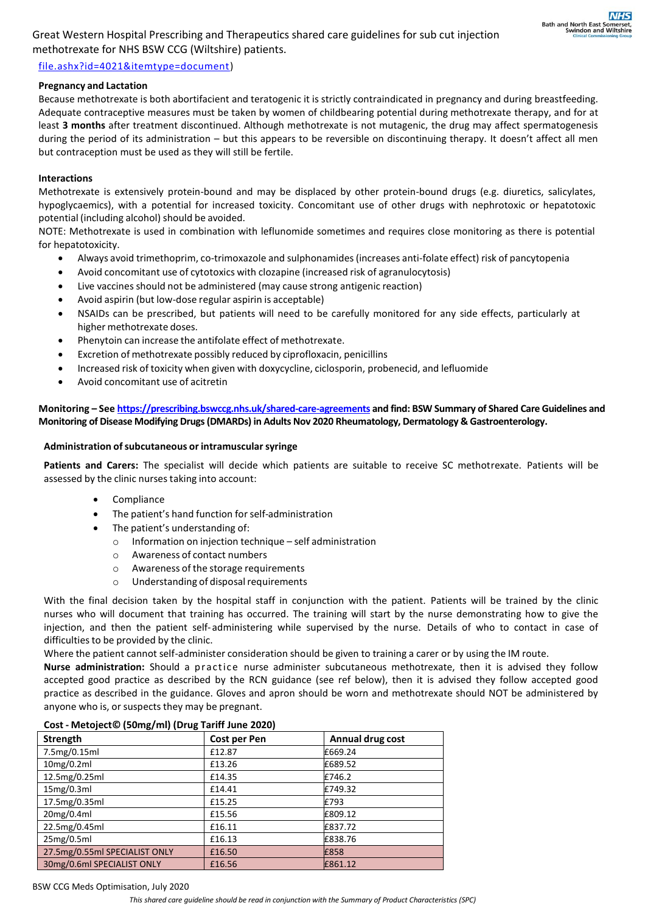file.ashx?id=4021&itemtype=document)

**Pregnancy and Lactation**

Because methotrexate is both abortifacient and teratogenic it is strictly contraindicated in pregnancy and during breastfeeding. Adequate contraceptive measures must be taken by women of childbearing potential during methotrexate therapy, and for at least **3 months** after treatment discontinued. Although methotrexate is not mutagenic, the drug may affect spermatogenesis during the period of its administration – but this appears to be reversible on discontinuing therapy. It doesn't affect all men but contraception must be used as they will still be fertile.

**Interactions**

Methotrexate is extensively protein-bound and may be displaced by other protein-bound drugs (e.g. diuretics, salicylates, hypoglycaemics), with a potential for increased toxicity. Concomitant use of other drugs with nephrotoxic or hepatotoxic potential (including alcohol) should be avoided.

NOTE: Methotrexate is used in combination with leflunomide sometimes and requires close monitoring as there is potential for hepatotoxicity.

- Always avoid trimethoprim, co-trimoxazole and sulphonamides (increases anti-folate effect) risk of pancytopenia
- Avoid concomitant use of cytotoxics with clozapine (increased risk of agranulocytosis)
- Live vaccines should not be administered (may cause strong antigenic reaction)
- Avoid aspirin (but low-dose regular aspirin is acceptable)
- NSAIDs can be prescribed, but patients will need to be carefully monitored for any side effects, particularly at higher methotrexate doses.
- Phenytoin can increase the antifolate effect of methotrexate.
- Excretion of methotrexate possibly reduced by ciprofloxacin, penicillins
- Increased risk of toxicity when given with doxycycline, ciclosporin, probenecid, and lefluomide
- Avoid concomitant use of acitretin

**Monitoring – See https://prescribing.bswccg.nhs.uk/shared-care-agreements and find: BSW Summary of Shared Care Guidelines and Monitoring of Disease Modifying Drugs (DMARDs) in Adults Nov 2020 Rheumatology, Dermatology & Gastroenterology.**

**Administration of subcutaneous or intramuscular syringe**

**Patients and Carers:** The specialist will decide which patients are suitable to receive SC methotrexate. Patients will be assessed by the clinic nurses taking into account:

- Compliance
- The patient's hand function for self-administration
- The patient's understanding of:
  - Information on injection technique – self administration
  - Awareness of contact numbers
  - Awareness of the storage requirements
  - Understanding of disposal requirements

With the final decision taken by the hospital staff in conjunction with the patient. Patients will be trained by the clinic nurses who will document that training has occurred. The training will start by the nurse demonstrating how to give the injection, and then the patient self-administering while supervised by the nurse. Details of who to contact in case of difficulties to be provided by the clinic.

Where the patient cannot self-administer consideration should be given to training a carer or by using the IM route.

**Nurse administration:** Should a practice nurse administer subcutaneous methotrexate, then it is advised they follow accepted good practice as described by the RCN guidance (see ref below), then it is advised they follow accepted good practice as described in the guidance. Gloves and apron should be worn and methotrexate should NOT be administered by anyone who is, or suspects they may be pregnant.

**Cost - Metoject© (50mg/ml) (Drug Tariff June 2020)**

| Strength | Cost per Pen | Annual drug cost |
|---|---|---|
| 7.5mg/0.15ml | £12.87 | £669.24 |
| 10mg/0.2ml | £13.26 | £689.52 |
| 12.5mg/0.25ml | £14.35 | £746.2 |
| 15mg/0.3ml | £14.41 | £749.32 |
| 17.5mg/0.35ml | £15.25 | £793 |
| 20mg/0.4ml | £15.56 | £809.12 |
| 22.5mg/0.45ml | £16.11 | £837.72 |
| 25mg/0.5ml | £16.13 | £838.76 |
| 27.5mg/0.55ml SPECIALIST ONLY | £16.50 | £858 |
| 30mg/0.6ml SPECIALIST ONLY | £16.56 | £861.12 |

BSW CCG Meds Optimisation, July 2020

*This shared care guideline should be read in conjunction with the Summary of Product Characteristics (SPC)*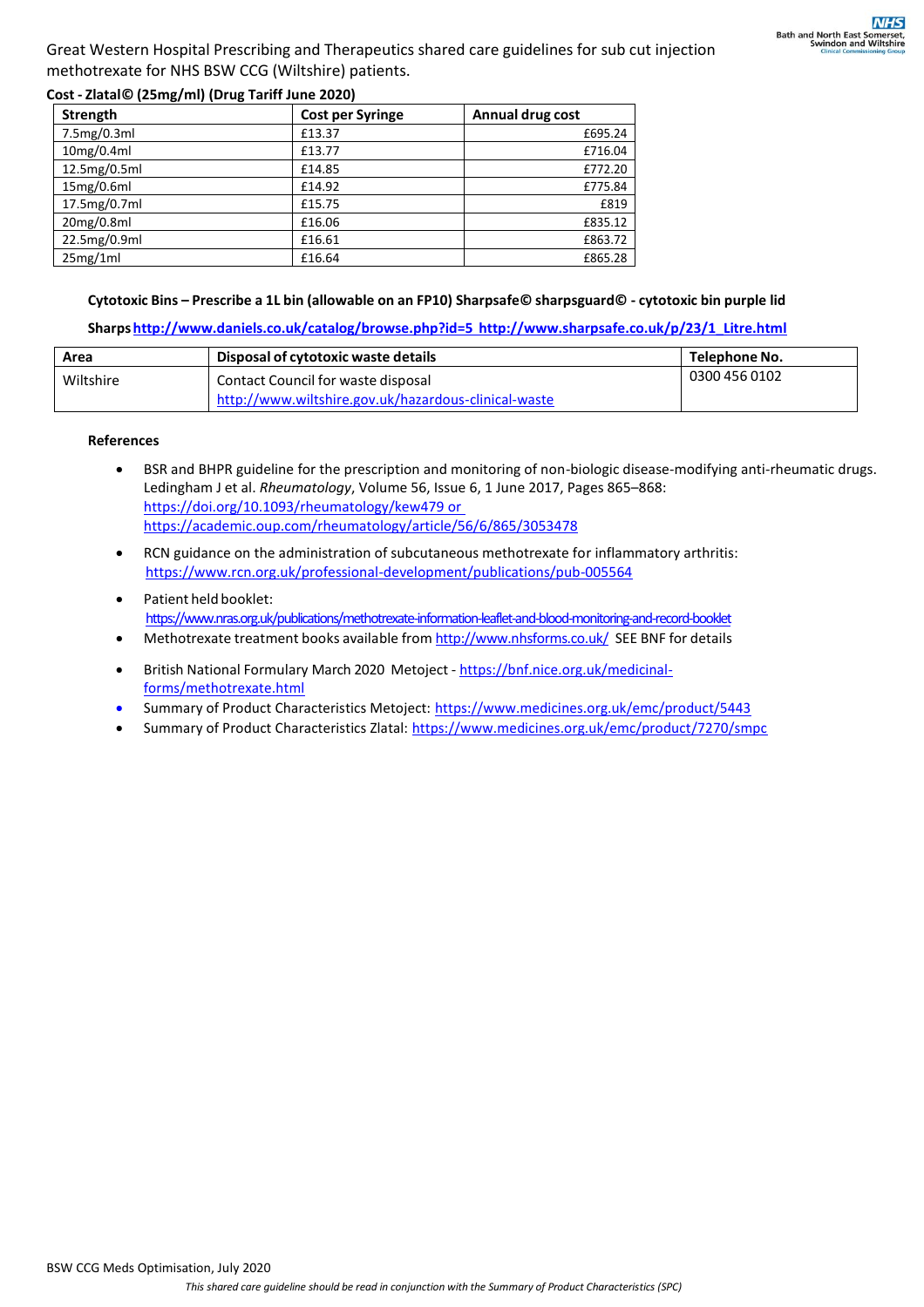Great Western Hospital Prescribing and Therapeutics shared care guidelines for sub cut injection methotrexate for NHS BSW CCG (Wiltshire) patients.

**Cost - Zlatal© (25mg/ml) (Drug Tariff June 2020)**

| Strength | Cost per Syringe | Annual drug cost |
|---|---|---|
| 7.5mg/0.3ml | £13.37 | £695.24 |
| 10mg/0.4ml | £13.77 | £716.04 |
| 12.5mg/0.5ml | £14.85 | £772.20 |
| 15mg/0.6ml | £14.92 | £775.84 |
| 17.5mg/0.7ml | £15.75 | £819 |
| 20mg/0.8ml | £16.06 | £835.12 |
| 22.5mg/0.9ml | £16.61 | £863.72 |
| 25mg/1ml | £16.64 | £865.28 |

**Cytotoxic Bins – Prescribe a 1L bin (allowable on an FP10) Sharpsafe© sharpsguard© - cytotoxic bin purple lid**

**Sharps http://www.daniels.co.uk/catalog/browse.php?id=5 http://www.sharpsafe.co.uk/p/23/1_Litre.html**

| Area | Disposal of cytotoxic waste details | Telephone No. |
|---|---|---|
| Wiltshire | Contact Council for waste disposal<br>http://www.wiltshire.gov.uk/hazardous-clinical-waste | 0300 456 0102 |

**References**

- BSR and BHPR guideline for the prescription and monitoring of non-biologic disease-modifying anti-rheumatic drugs. Ledingham J et al. *Rheumatology*, Volume 56, Issue 6, 1 June 2017, Pages 865–868: https://doi.org/10.1093/rheumatology/kew479 or https://academic.oup.com/rheumatology/article/56/6/865/3053478
- RCN guidance on the administration of subcutaneous methotrexate for inflammatory arthritis: https://www.rcn.org.uk/professional-development/publications/pub-005564
- Patient held booklet: https://www.nras.org.uk/publications/methotrexate-information-leaflet-and-blood-monitoring-and-record-booklet
- Methotrexate treatment books available from http://www.nhsforms.co.uk/ SEE BNF for details
- British National Formulary March 2020 Metoject - https://bnf.nice.org.uk/medicinal-forms/methotrexate.html
- Summary of Product Characteristics Metoject: https://www.medicines.org.uk/emc/product/5443
- Summary of Product Characteristics Zlatal: https://www.medicines.org.uk/emc/product/7270/smpc

BSW CCG Meds Optimisation, July 2020

*This shared care guideline should be read in conjunction with the Summary of Product Characteristics (SPC)*